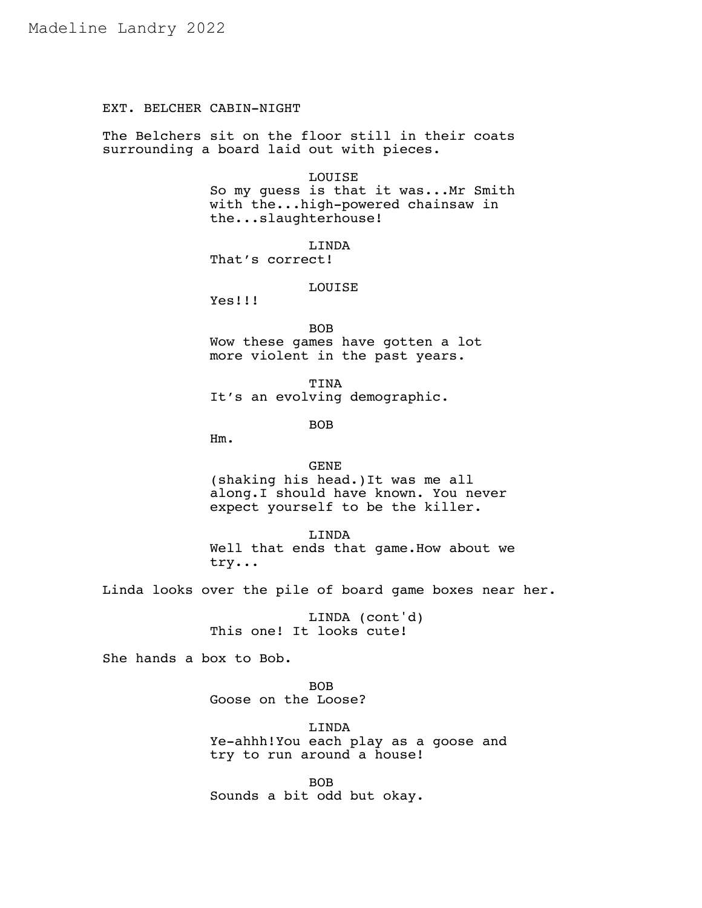Madeline Landry 2022

EXT. BELCHER CABIN-NIGHT

The Belchers sit on the floor still in their coats surrounding a board laid out with pieces.

LOUISE
So my guess is that it was...Mr Smith with the...high-powered chainsaw in the...slaughterhouse!

LINDA
That's correct!

LOUISE
Yes!!!

BOB
Wow these games have gotten a lot more violent in the past years.

TINA
It's an evolving demographic.

BOB
Hm.

GENE
(shaking his head.)It was me all along.I should have known. You never expect yourself to be the killer.

LINDA
Well that ends that game.How about we try...

Linda looks over the pile of board game boxes near her.

LINDA (cont'd)
This one! It looks cute!

She hands a box to Bob.

BOB
Goose on the Loose?

LINDA
Ye-ahhh!You each play as a goose and try to run around a house!

BOB
Sounds a bit odd but okay.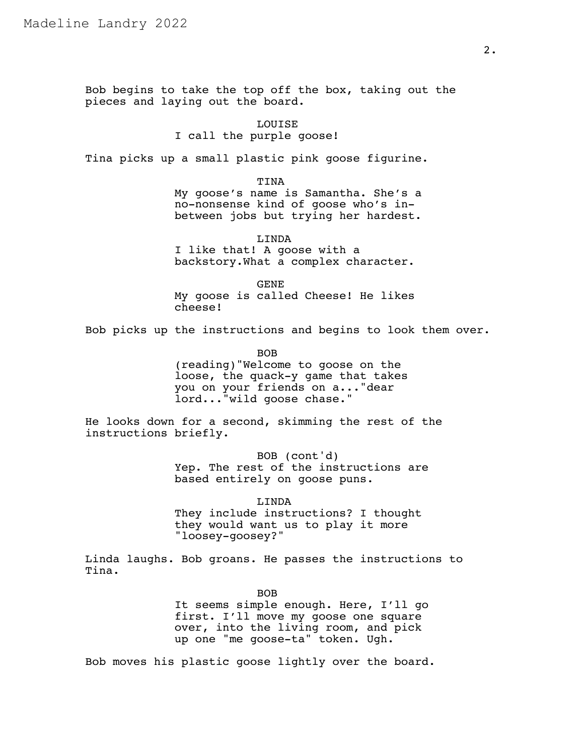Bob begins to take the top off the box, taking out the pieces and laying out the board.

LOUISE
I call the purple goose!

Tina picks up a small plastic pink goose figurine.

TINA
My goose's name is Samantha. She's a no-nonsense kind of goose who's in-between jobs but trying her hardest.

LINDA
I like that! A goose with a backstory.What a complex character.

GENE
My goose is called Cheese! He likes cheese!

Bob picks up the instructions and begins to look them over.

BOB
(reading)"Welcome to goose on the loose, the quack-y game that takes you on your friends on a..."dear lord..."wild goose chase."

He looks down for a second, skimming the rest of the instructions briefly.

BOB (cont'd)
Yep. The rest of the instructions are based entirely on goose puns.

LINDA
They include instructions? I thought they would want us to play it more "loosey-goosey?"

Linda laughs. Bob groans. He passes the instructions to Tina.

BOB
It seems simple enough. Here, I'll go first. I'll move my goose one square over, into the living room, and pick up one "me goose-ta" token. Ugh.

Bob moves his plastic goose lightly over the board.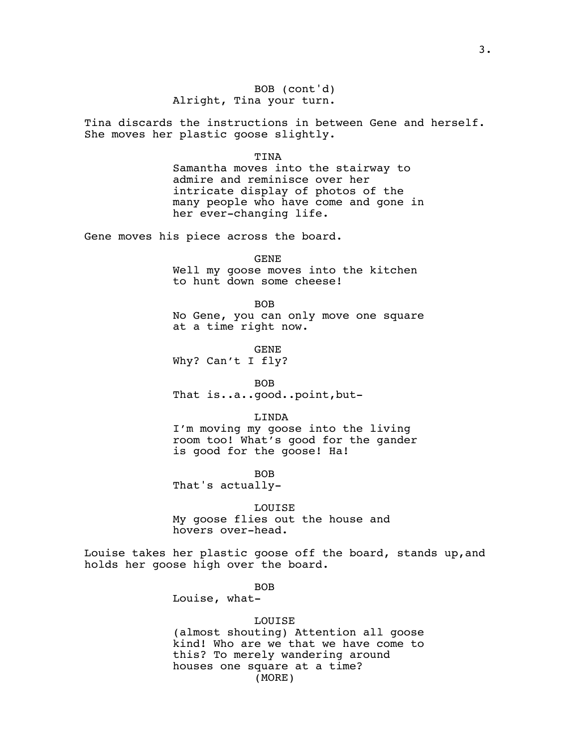BOB (cont'd)
Alright, Tina your turn.

Tina discards the instructions in between Gene and herself. She moves her plastic goose slightly.

TINA
Samantha moves into the stairway to admire and reminisce over her intricate display of photos of the many people who have come and gone in her ever-changing life.

Gene moves his piece across the board.

GENE
Well my goose moves into the kitchen to hunt down some cheese!

BOB
No Gene, you can only move one square at a time right now.

GENE
Why? Can't I fly?

BOB
That is..a..good..point,but-

LINDA
I'm moving my goose into the living room too! What's good for the gander is good for the goose! Ha!

BOB
That's actually-

LOUISE
My goose flies out the house and hovers over-head.

Louise takes her plastic goose off the board, stands up,and holds her goose high over the board.

BOB
Louise, what-

LOUISE
(almost shouting) Attention all goose kind! Who are we that we have come to this? To merely wandering around houses one square at a time?
(MORE)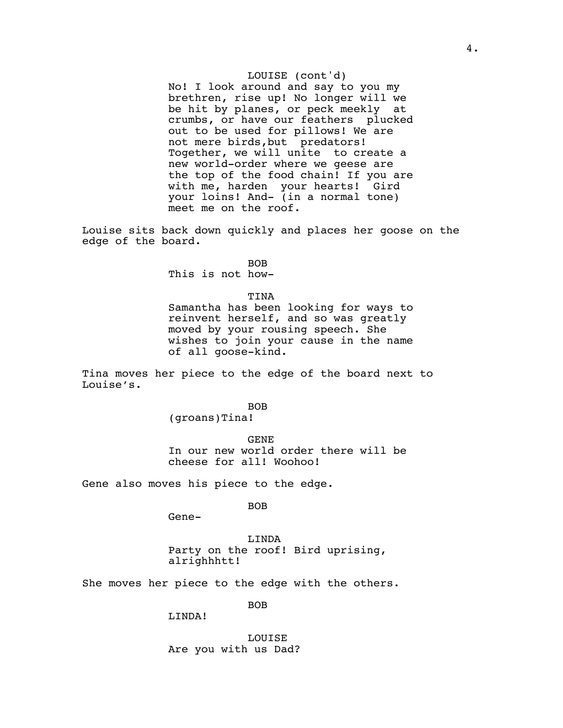LOUISE (cont'd)
No! I look around and say to you my brethren, rise up! No longer will we be hit by planes, or peck meekly at crumbs, or have our feathers plucked out to be used for pillows! We are not mere birds,but predators! Together, we will unite to create a new world-order where we geese are the top of the food chain! If you are with me, harden your hearts! Gird your loins! And- (in a normal tone) meet me on the roof.

Louise sits back down quickly and places her goose on the edge of the board.

BOB
This is not how-

TINA
Samantha has been looking for ways to reinvent herself, and so was greatly moved by your rousing speech. She wishes to join your cause in the name of all goose-kind.

Tina moves her piece to the edge of the board next to Louise’s.

BOB
(groans)Tina!

GENE
In our new world order there will be cheese for all! Woohoo!

Gene also moves his piece to the edge.

BOB
Gene-

LINDA
Party on the roof! Bird uprising, alrighhhtt!

She moves her piece to the edge with the others.

BOB
LINDA!

LOUISE
Are you with us Dad?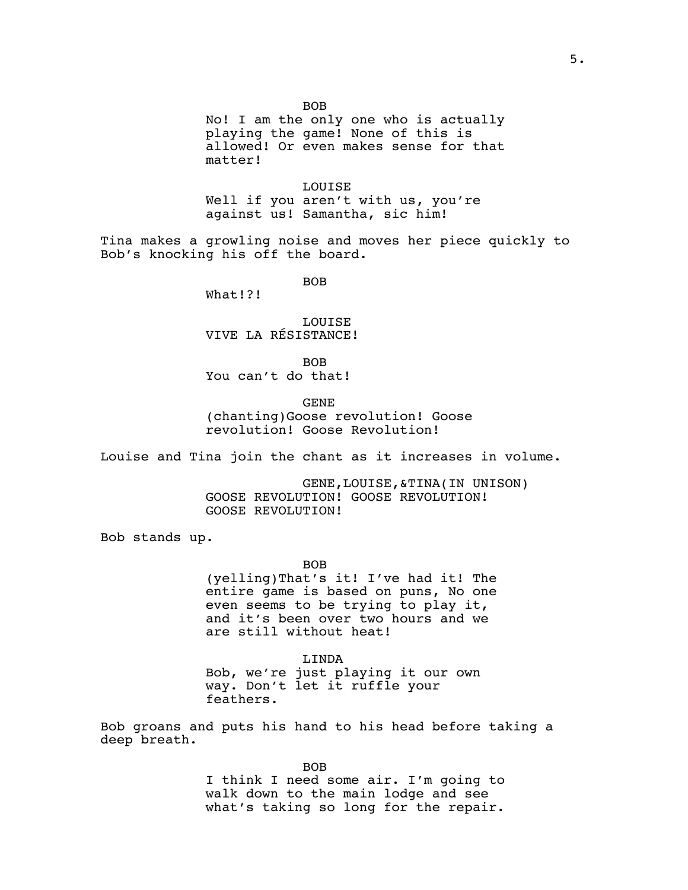BOB

No! I am the only one who is actually playing the game! None of this is allowed! Or even makes sense for that matter!

LOUISE

Well if you aren't with us, you're against us! Samantha, sic him!

Tina makes a growling noise and moves her piece quickly to Bob's knocking his off the board.

BOB

What!?!

LOUISE

VIVE LA RÉSISTANCE!

BOB

You can't do that!

GENE

(chanting)Goose revolution! Goose revolution! Goose Revolution!

Louise and Tina join the chant as it increases in volume.

GENE,LOUISE,&TINA(IN UNISON)

GOOSE REVOLUTION! GOOSE REVOLUTION! GOOSE REVOLUTION!

Bob stands up.

BOB

(yelling)That's it! I've had it! The entire game is based on puns, No one even seems to be trying to play it, and it's been over two hours and we are still without heat!

LINDA

Bob, we're just playing it our own way. Don't let it ruffle your feathers.

Bob groans and puts his hand to his head before taking a deep breath.

BOB

I think I need some air. I'm going to walk down to the main lodge and see what's taking so long for the repair.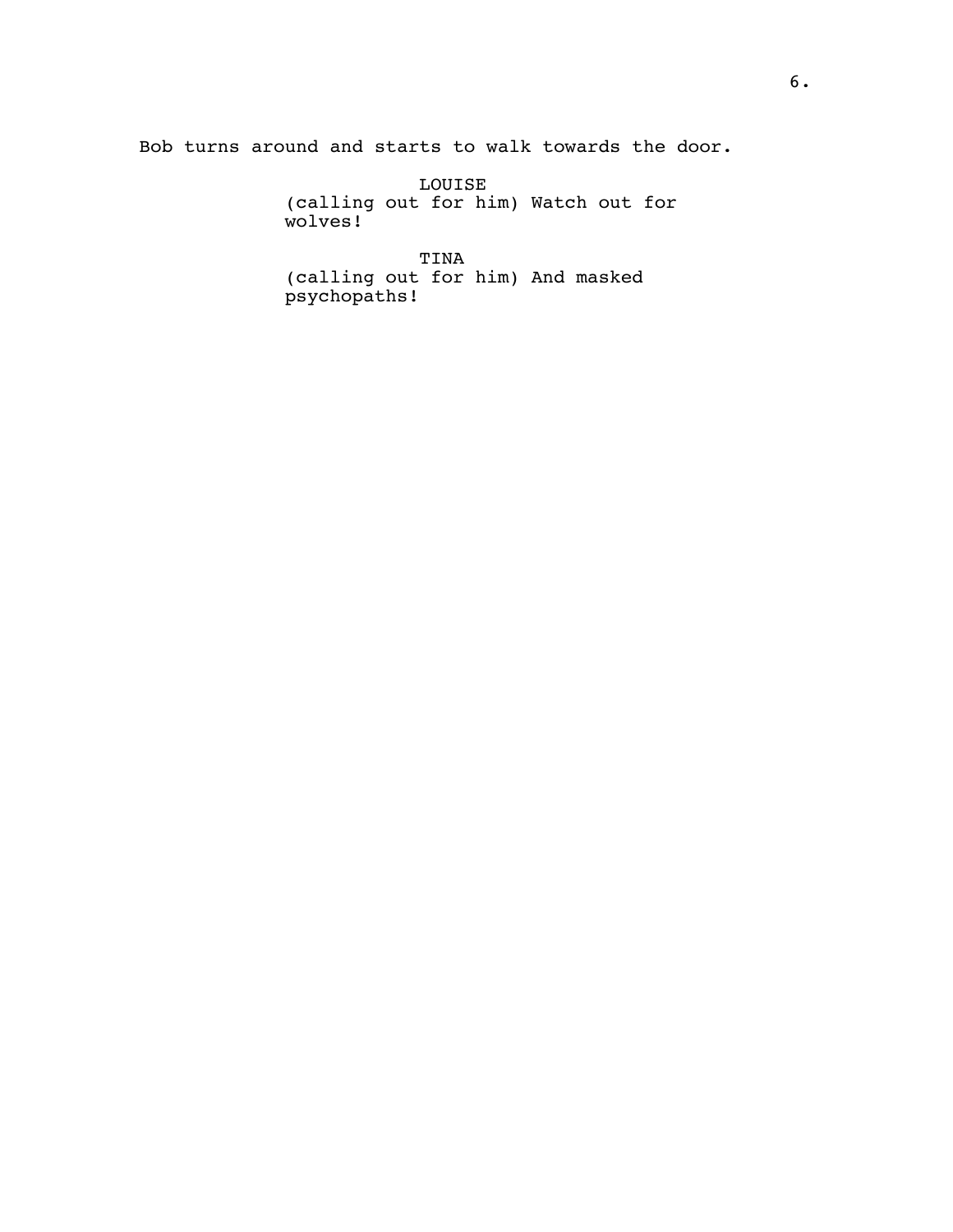Bob turns around and starts to walk towards the door.

LOUISE
(calling out for him) Watch out for wolves!

TINA
(calling out for him) And masked psychopaths!